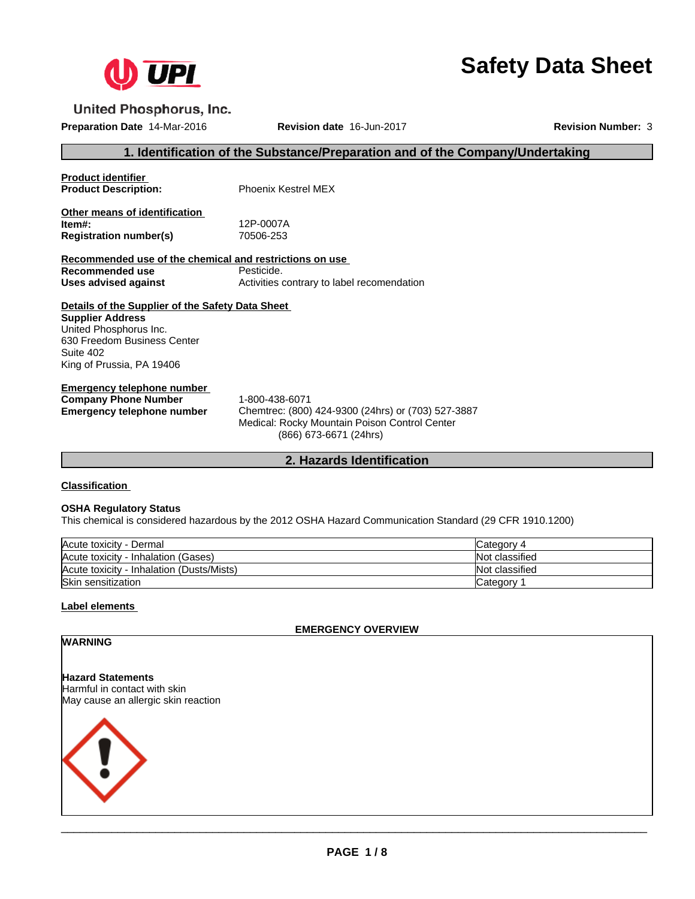United Phosphorus, Inc.

# Safety Data Sheet

**Preparation Date** 14-Mar-2016 **Revision date** 16-Jun-2017 **Revision Number:** 3

## 1. Identification of the Substance/Preparation and of the Company/Undertaking

**Product identifier**

**Product Description:** Phoenix Kestrel MEX

**Other means of identification**

**Item#:** 12P-0007A

**Registration number(s)** 70506-253

**Recommended use of the chemical and restrictions on use**

**Recommended use** Pesticide.

**Uses advised against** Activities contrary to label recomendation

**Details of the Supplier of the Safety Data Sheet**

**Supplier Address**
United Phosphorus Inc.
630 Freedom Business Center
Suite 402
King of Prussia, PA 19406

**Emergency telephone number**

**Company Phone Number** 1-800-438-6071

**Emergency telephone number** Chemtrec: (800) 424-9300 (24hrs) or (703) 527-3887
Medical: Rocky Mountain Poison Control Center
(866) 673-6671 (24hrs)

## 2. Hazards Identification

**Classification**

**OSHA Regulatory Status**
This chemical is considered hazardous by the 2012 OSHA Hazard Communication Standard (29 CFR 1910.1200)

| Hazard | Classification |
|---|---|
| Acute toxicity - Dermal | Category 4 |
| Acute toxicity - Inhalation (Gases) | Not classified |
| Acute toxicity - Inhalation (Dusts/Mists) | Not classified |
| Skin sensitization | Category 1 |

**Label elements**

**EMERGENCY OVERVIEW**

**WARNING**

**Hazard Statements**
Harmful in contact with skin
May cause an allergic skin reaction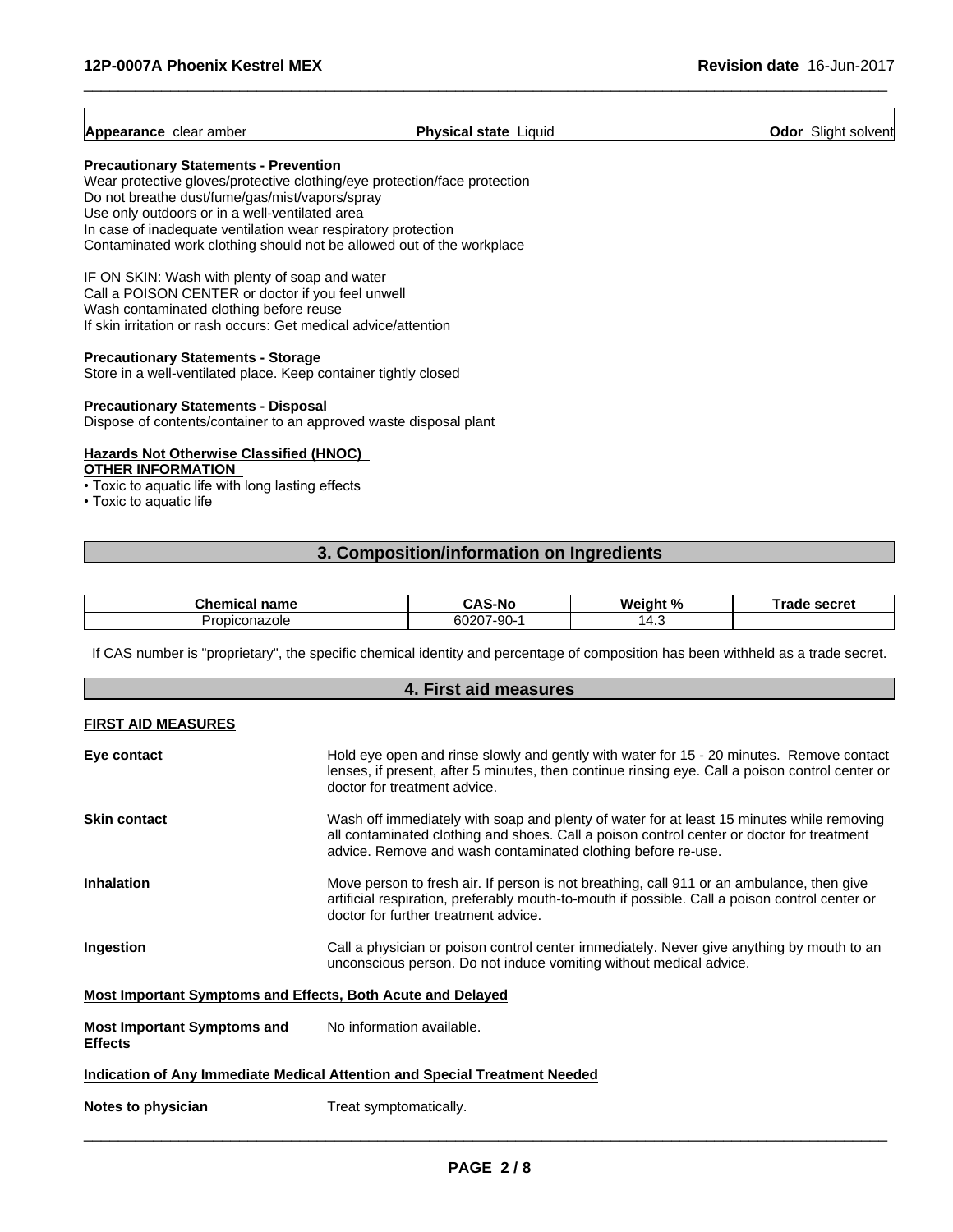**Appearance** clear amber **Physical state** Liquid **Odor** Slight solvent

**Precautionary Statements - Prevention**

Wear protective gloves/protective clothing/eye protection/face protection
Do not breathe dust/fume/gas/mist/vapors/spray
Use only outdoors or in a well-ventilated area
In case of inadequate ventilation wear respiratory protection
Contaminated work clothing should not be allowed out of the workplace

IF ON SKIN: Wash with plenty of soap and water
Call a POISON CENTER or doctor if you feel unwell
Wash contaminated clothing before reuse
If skin irritation or rash occurs: Get medical advice/attention

**Precautionary Statements - Storage**

Store in a well-ventilated place. Keep container tightly closed

**Precautionary Statements - Disposal**

Dispose of contents/container to an approved waste disposal plant

**Hazards Not Otherwise Classified (HNOC)**

**OTHER INFORMATION**

- Toxic to aquatic life with long lasting effects
- Toxic to aquatic life

## 3. Composition/information on Ingredients

| Chemical name | CAS-No | Weight % | Trade secret |
| --- | --- | --- | --- |
| Propiconazole | 60207-90-1 | 14.3 | |

If CAS number is "proprietary", the specific chemical identity and percentage of composition has been withheld as a trade secret.

## 4. First aid measures

**FIRST AID MEASURES**

**Eye contact** Hold eye open and rinse slowly and gently with water for 15 - 20 minutes. Remove contact lenses, if present, after 5 minutes, then continue rinsing eye. Call a poison control center or doctor for treatment advice.

**Skin contact** Wash off immediately with soap and plenty of water for at least 15 minutes while removing all contaminated clothing and shoes. Call a poison control center or doctor for treatment advice. Remove and wash contaminated clothing before re-use.

**Inhalation** Move person to fresh air. If person is not breathing, call 911 or an ambulance, then give artificial respiration, preferably mouth-to-mouth if possible. Call a poison control center or doctor for further treatment advice.

**Ingestion** Call a physician or poison control center immediately. Never give anything by mouth to an unconscious person. Do not induce vomiting without medical advice.

**Most Important Symptoms and Effects, Both Acute and Delayed**

**Most Important Symptoms and Effects** No information available.

**Indication of Any Immediate Medical Attention and Special Treatment Needed**

**Notes to physician** Treat symptomatically.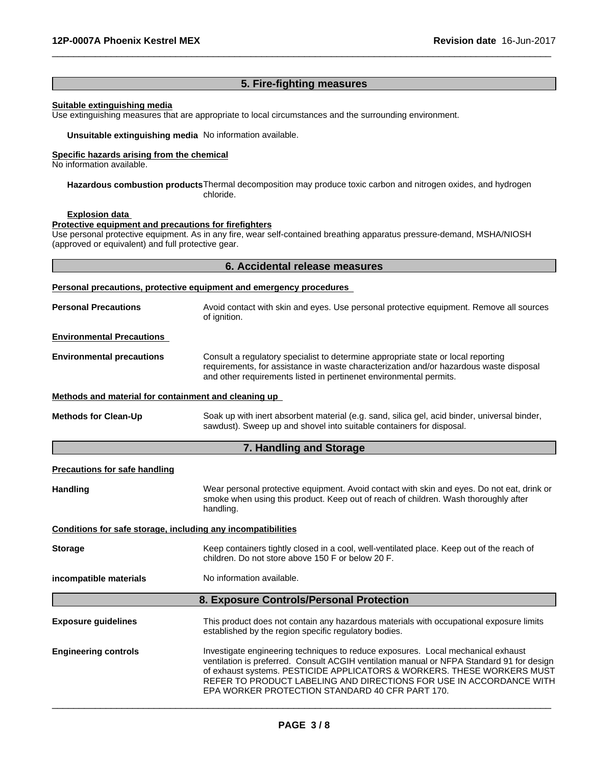## 5. Fire-fighting measures

**Suitable extinguishing media**
Use extinguishing measures that are appropriate to local circumstances and the surrounding environment.

**Unsuitable extinguishing media** No information available.

**Specific hazards arising from the chemical**
No information available.

**Hazardous combustion products** Thermal decomposition may produce toxic carbon and nitrogen oxides, and hydrogen chloride.

**Explosion data**

**Protective equipment and precautions for firefighters**
Use personal protective equipment. As in any fire, wear self-contained breathing apparatus pressure-demand, MSHA/NIOSH (approved or equivalent) and full protective gear.

## 6. Accidental release measures

**Personal precautions, protective equipment and emergency procedures**

**Personal Precautions** Avoid contact with skin and eyes. Use personal protective equipment. Remove all sources of ignition.

**Environmental Precautions**

**Environmental precautions** Consult a regulatory specialist to determine appropriate state or local reporting requirements, for assistance in waste characterization and/or hazardous waste disposal and other requirements listed in pertinenet environmental permits.

**Methods and material for containment and cleaning up**

**Methods for Clean-Up** Soak up with inert absorbent material (e.g. sand, silica gel, acid binder, universal binder, sawdust). Sweep up and shovel into suitable containers for disposal.

## 7. Handling and Storage

**Precautions for safe handling**

**Handling** Wear personal protective equipment. Avoid contact with skin and eyes. Do not eat, drink or smoke when using this product. Keep out of reach of children. Wash thoroughly after handling.

**Conditions for safe storage, including any incompatibilities**

**Storage** Keep containers tightly closed in a cool, well-ventilated place. Keep out of the reach of children. Do not store above 150 F or below 20 F.

**incompatible materials** No information available.

## 8. Exposure Controls/Personal Protection

**Exposure guidelines** This product does not contain any hazardous materials with occupational exposure limits established by the region specific regulatory bodies.

**Engineering controls** Investigate engineering techniques to reduce exposures. Local mechanical exhaust ventilation is preferred. Consult ACGIH ventilation manual or NFPA Standard 91 for design of exhaust systems. PESTICIDE APPLICATORS & WORKERS. THESE WORKERS MUST REFER TO PRODUCT LABELING AND DIRECTIONS FOR USE IN ACCORDANCE WITH EPA WORKER PROTECTION STANDARD 40 CFR PART 170.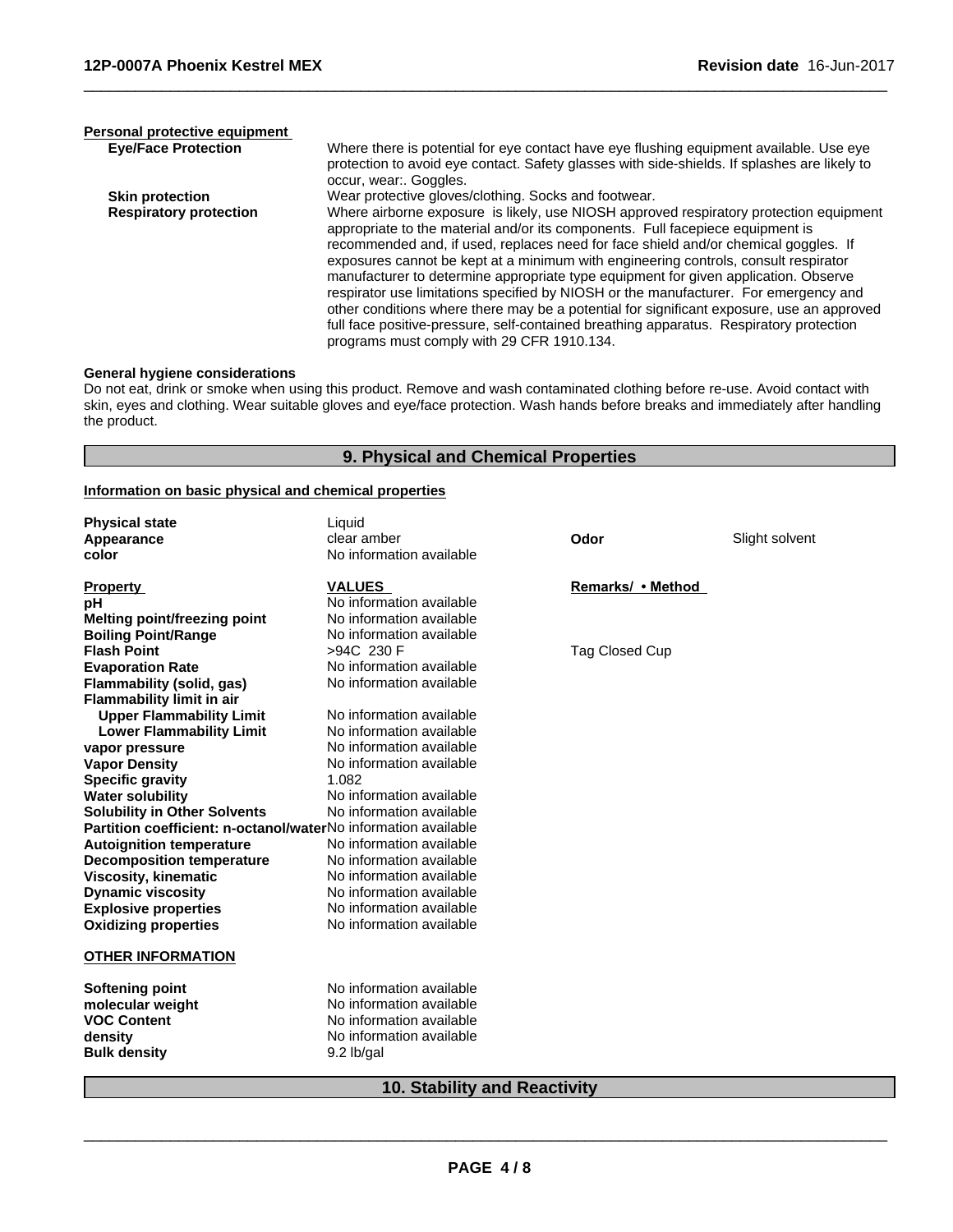**Personal protective equipment**

| | |
|---|---|
| **Eye/Face Protection** | Where there is potential for eye contact have eye flushing equipment available. Use eye protection to avoid eye contact. Safety glasses with side-shields. If splashes are likely to occur, wear:. Goggles. |
| **Skin protection** | Wear protective gloves/clothing. Socks and footwear. |
| **Respiratory protection** | Where airborne exposure is likely, use NIOSH approved respiratory protection equipment appropriate to the material and/or its components. Full facepiece equipment is recommended and, if used, replaces need for face shield and/or chemical goggles. If exposures cannot be kept at a minimum with engineering controls, consult respirator manufacturer to determine appropriate type equipment for given application. Observe respirator use limitations specified by NIOSH or the manufacturer. For emergency and other conditions where there may be a potential for significant exposure, use an approved full face positive-pressure, self-contained breathing apparatus. Respiratory protection programs must comply with 29 CFR 1910.134. |

**General hygiene considerations**

Do not eat, drink or smoke when using this product. Remove and wash contaminated clothing before re-use. Avoid contact with skin, eyes and clothing. Wear suitable gloves and eye/face protection. Wash hands before breaks and immediately after handling the product.

## 9. Physical and Chemical Properties

**Information on basic physical and chemical properties**

| | | | |
|---|---|---|---|
| **Physical state** | Liquid | | |
| **Appearance** | clear amber | **Odor** | Slight solvent |
| **color** | No information available | | |

| **Property** | **VALUES** | **Remarks/ • Method** |
|---|---|---|
| **pH** | No information available | |
| **Melting point/freezing point** | No information available | |
| **Boiling Point/Range** | No information available | |
| **Flash Point** | >94C 230 F | Tag Closed Cup |
| **Evaporation Rate** | No information available | |
| **Flammability (solid, gas)** | No information available | |
| **Flammability limit in air** | | |
| **Upper Flammability Limit** | No information available | |
| **Lower Flammability Limit** | No information available | |
| **vapor pressure** | No information available | |
| **Vapor Density** | No information available | |
| **Specific gravity** | 1.082 | |
| **Water solubility** | No information available | |
| **Solubility in Other Solvents** | No information available | |
| **Partition coefficient: n-octanol/water** | No information available | |
| **Autoignition temperature** | No information available | |
| **Decomposition temperature** | No information available | |
| **Viscosity, kinematic** | No information available | |
| **Dynamic viscosity** | No information available | |
| **Explosive properties** | No information available | |
| **Oxidizing properties** | No information available | |

**OTHER INFORMATION**

| | |
|---|---|
| **Softening point** | No information available |
| **molecular weight** | No information available |
| **VOC Content** | No information available |
| **density** | No information available |
| **Bulk density** | 9.2 lb/gal |

## 10. Stability and Reactivity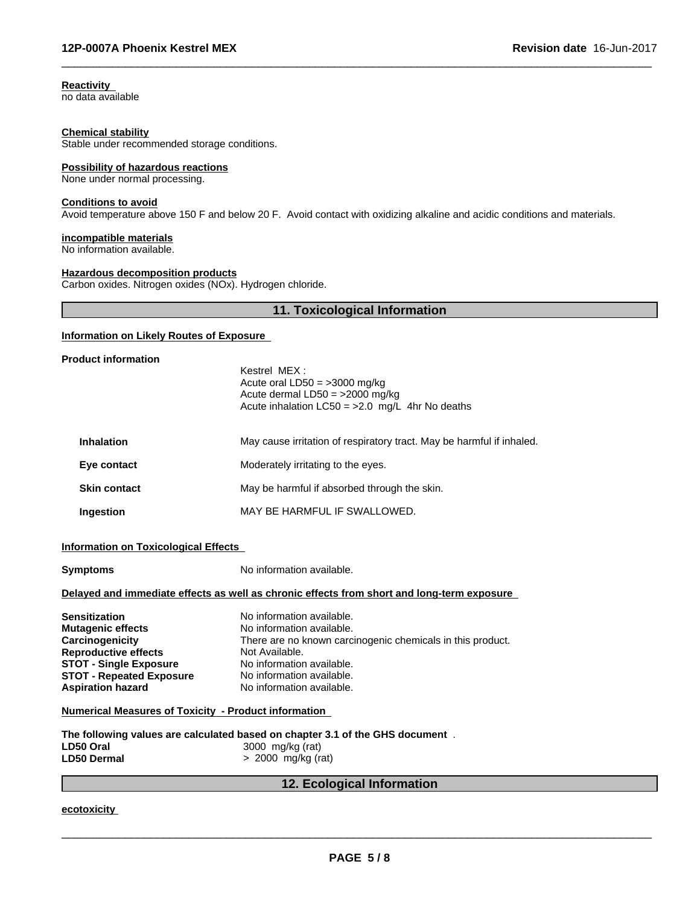**Reactivity**
no data available

**Chemical stability**
Stable under recommended storage conditions.

**Possibility of hazardous reactions**
None under normal processing.

**Conditions to avoid**
Avoid temperature above 150 F and below 20 F. Avoid contact with oxidizing alkaline and acidic conditions and materials.

**incompatible materials**
No information available.

**Hazardous decomposition products**
Carbon oxides. Nitrogen oxides (NOx). Hydrogen chloride.

## 11. Toxicological Information

**Information on Likely Routes of Exposure**

**Product information**

Kestrel MEX :
Acute oral LD50 = >3000 mg/kg
Acute dermal LD50 = >2000 mg/kg
Acute inhalation LC50 = >2.0 mg/L 4hr No deaths

| | |
|---|---|
| **Inhalation** | May cause irritation of respiratory tract. May be harmful if inhaled. |
| **Eye contact** | Moderately irritating to the eyes. |
| **Skin contact** | May be harmful if absorbed through the skin. |
| **Ingestion** | MAY BE HARMFUL IF SWALLOWED. |

**Information on Toxicological Effects**

| | |
|---|---|
| **Symptoms** | No information available. |

**Delayed and immediate effects as well as chronic effects from short and long-term exposure**

| | |
|---|---|
| **Sensitization** | No information available. |
| **Mutagenic effects** | No information available. |
| **Carcinogenicity** | There are no known carcinogenic chemicals in this product. |
| **Reproductive effects** | Not Available. |
| **STOT - Single Exposure** | No information available. |
| **STOT - Repeated Exposure** | No information available. |
| **Aspiration hazard** | No information available. |

**Numerical Measures of Toxicity - Product information**

**The following values are calculated based on chapter 3.1 of the GHS document** .

| | |
|---|---|
| **LD50 Oral** | 3000 mg/kg (rat) |
| **LD50 Dermal** | > 2000 mg/kg (rat) |

## 12. Ecological Information

**ecotoxicity**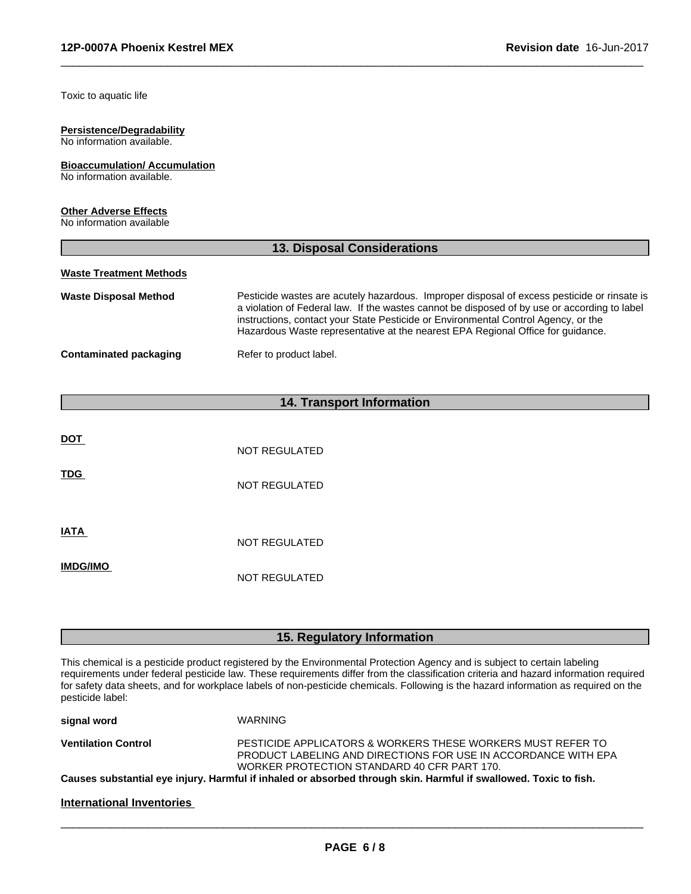Toxic to aquatic life

**Persistence/Degradability**
No information available.

**Bioaccumulation/ Accumulation**
No information available.

**Other Adverse Effects**
No information available

## 13. Disposal Considerations

**Waste Treatment Methods**

| | |
|---|---|
| **Waste Disposal Method** | Pesticide wastes are acutely hazardous. Improper disposal of excess pesticide or rinsate is a violation of Federal law. If the wastes cannot be disposed of by use or according to label instructions, contact your State Pesticide or Environmental Control Agency, or the Hazardous Waste representative at the nearest EPA Regional Office for guidance. |
| **Contaminated packaging** | Refer to product label. |

## 14. Transport Information

| | |
|---|---|
| **DOT** | NOT REGULATED |
| **TDG** | NOT REGULATED |
| **IATA** | NOT REGULATED |
| **IMDG/IMO** | NOT REGULATED |

## 15. Regulatory Information

This chemical is a pesticide product registered by the Environmental Protection Agency and is subject to certain labeling requirements under federal pesticide law. These requirements differ from the classification criteria and hazard information required for safety data sheets, and for workplace labels of non-pesticide chemicals. Following is the hazard information as required on the pesticide label:

| | |
|---|---|
| **signal word** | WARNING |
| **Ventilation Control** | PESTICIDE APPLICATORS & WORKERS THESE WORKERS MUST REFER TO PRODUCT LABELING AND DIRECTIONS FOR USE IN ACCORDANCE WITH EPA WORKER PROTECTION STANDARD 40 CFR PART 170. |

**Causes substantial eye injury. Harmful if inhaled or absorbed through skin. Harmful if swallowed. Toxic to fish.**

**International Inventories**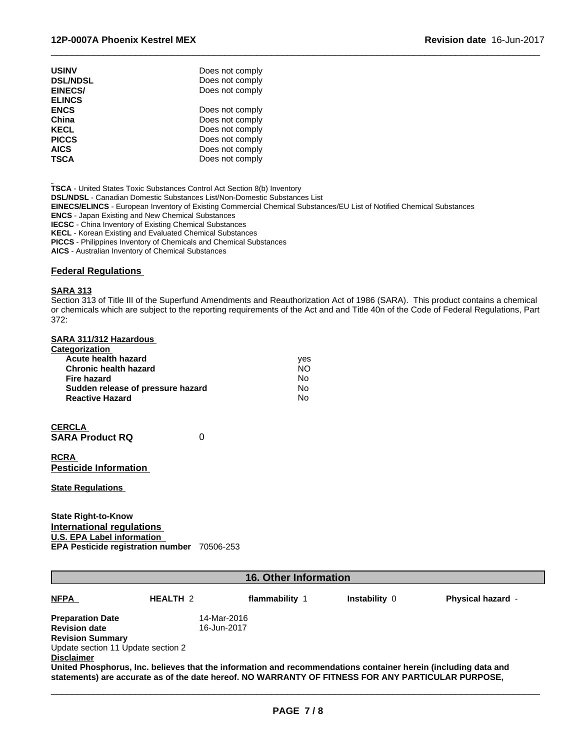| | |
|---|---|
| **USINV** | Does not comply |
| **DSL/NDSL** | Does not comply |
| **EINECS/ ELINCS** | Does not comply |
| **ENCS** | Does not comply |
| **China** | Does not comply |
| **KECL** | Does not comply |
| **PICCS** | Does not comply |
| **AICS** | Does not comply |
| **TSCA** | Does not comply |

**TSCA** - United States Toxic Substances Control Act Section 8(b) Inventory
**DSL/NDSL** - Canadian Domestic Substances List/Non-Domestic Substances List
**EINECS/ELINCS** - European Inventory of Existing Commercial Chemical Substances/EU List of Notified Chemical Substances
**ENCS** - Japan Existing and New Chemical Substances
**IECSC** - China Inventory of Existing Chemical Substances
**KECL** - Korean Existing and Evaluated Chemical Substances
**PICCS** - Philippines Inventory of Chemicals and Chemical Substances
**AICS** - Australian Inventory of Chemical Substances

## Federal Regulations

### SARA 313

Section 313 of Title III of the Superfund Amendments and Reauthorization Act of 1986 (SARA). This product contains a chemical or chemicals which are subject to the reporting requirements of the Act and and Title 40n of the Code of Federal Regulations, Part 372:

### SARA 311/312 Hazardous Categorization

| | |
|---|---|
| **Acute health hazard** | yes |
| **Chronic health hazard** | NO |
| **Fire hazard** | No |
| **Sudden release of pressure hazard** | No |
| **Reactive Hazard** | No |

### CERCLA

**SARA Product RQ** 0

### RCRA

### Pesticide Information

### State Regulations

**State Right-to-Know**

### International regulations

### U.S. EPA Label information

**EPA Pesticide registration number** 70506-253

## 16. Other Information

| **NFPA** | **HEALTH** 2 | **flammability** 1 | **Instability** 0 | **Physical hazard** - |
|---|---|---|---|---|

**Preparation Date** 14-Mar-2016
**Revision date** 16-Jun-2017
**Revision Summary**
Update section 11 Update section 2

**Disclaimer**

**United Phosphorus, Inc. believes that the information and recommendations container herein (including data and statements) are accurate as of the date hereof. NO WARRANTY OF FITNESS FOR ANY PARTICULAR PURPOSE,**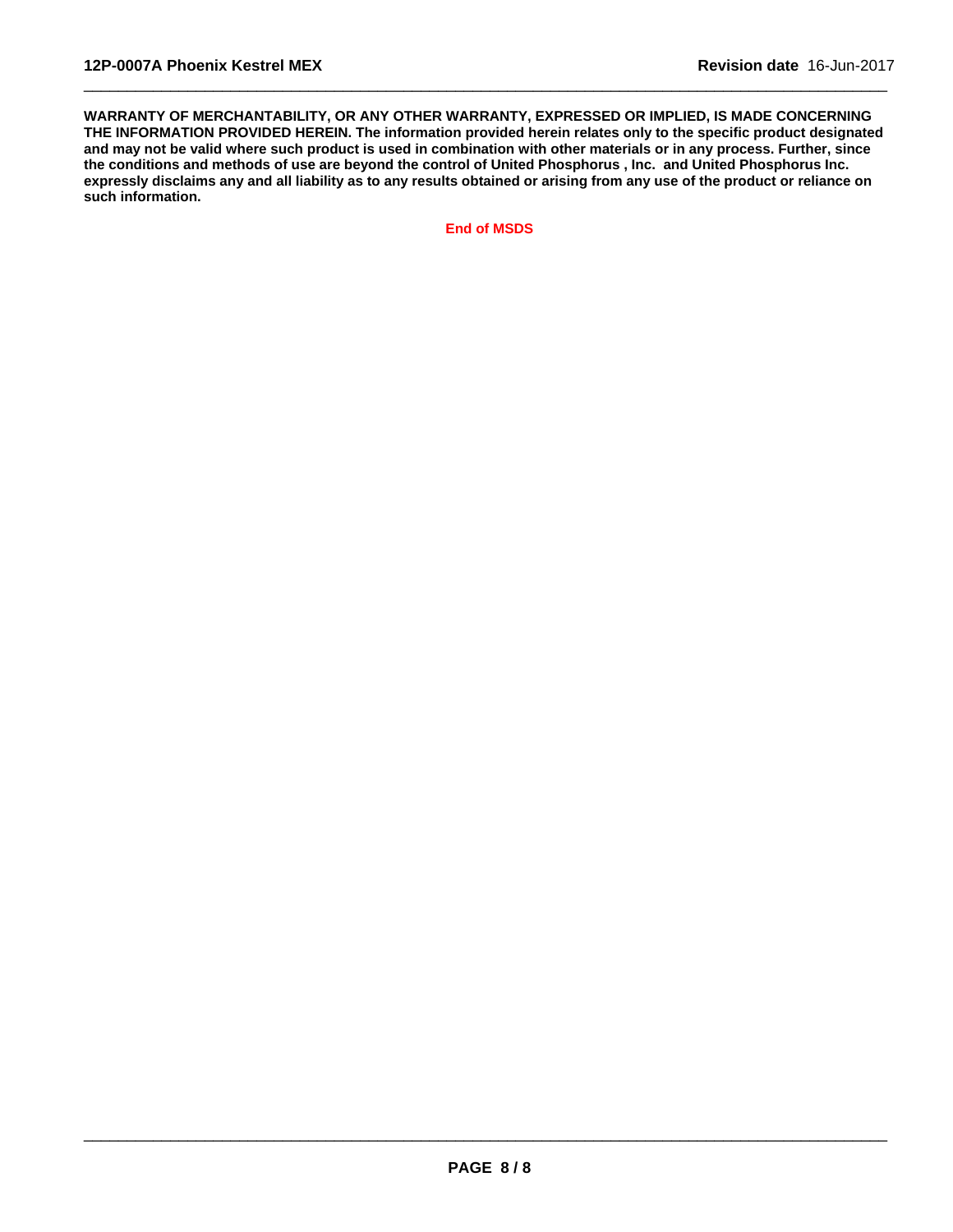**WARRANTY OF MERCHANTABILITY, OR ANY OTHER WARRANTY, EXPRESSED OR IMPLIED, IS MADE CONCERNING THE INFORMATION PROVIDED HEREIN. The information provided herein relates only to the specific product designated and may not be valid where such product is used in combination with other materials or in any process. Further, since the conditions and methods of use are beyond the control of United Phosphorus , Inc. and United Phosphorus Inc. expressly disclaims any and all liability as to any results obtained or arising from any use of the product or reliance on such information.**

**End of MSDS**